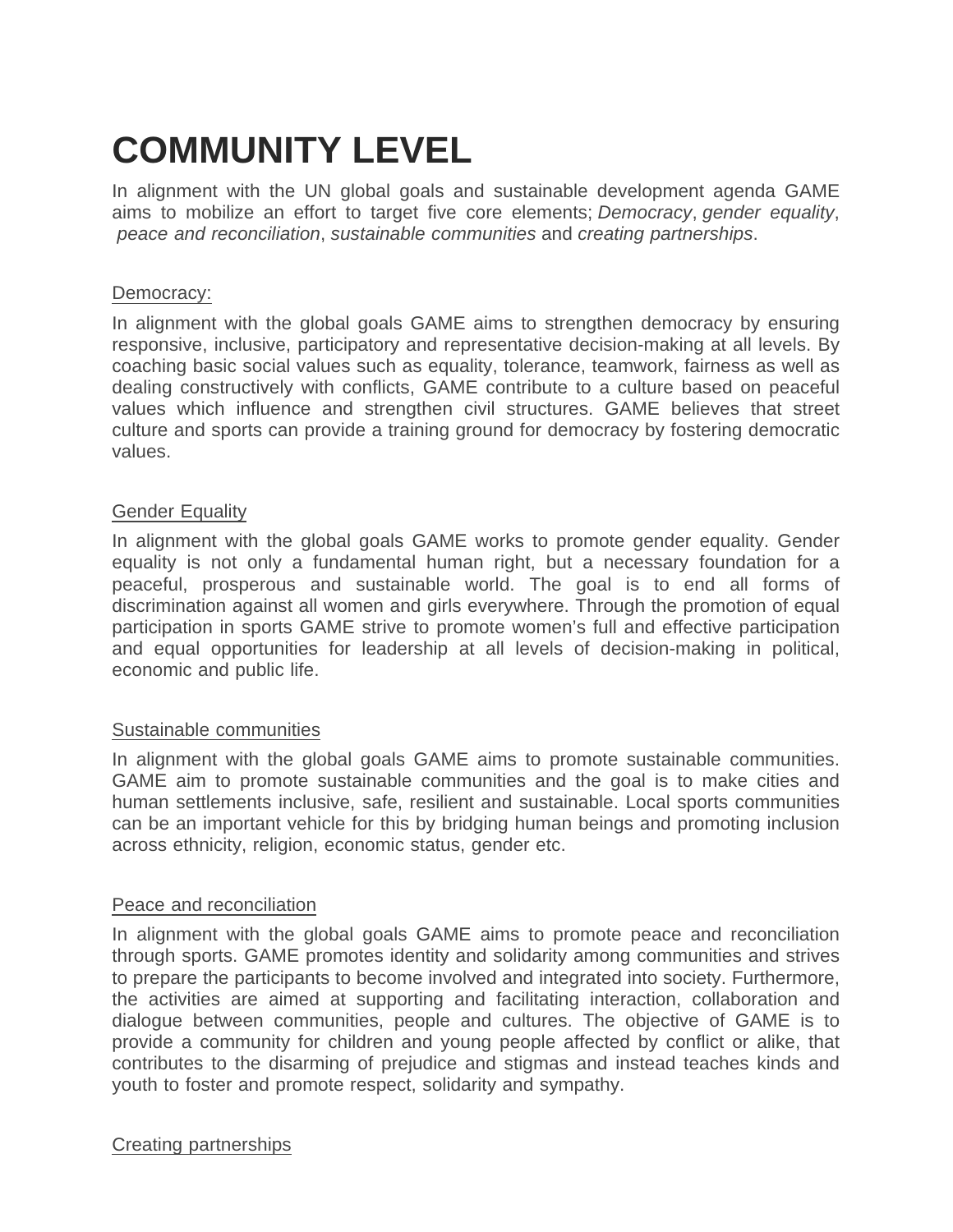# COMMUNITY LEVEL

In alignment with the UN global goals and sustainable development agenda GAME aims to mobilize an effort to target five core elements; *Democracy*, *gender equality*, *peace and reconciliation*, *sustainable communities* and *creating partnerships*.

<u>Democracy:</u>

In alignment with the global goals GAME aims to strengthen democracy by ensuring responsive, inclusive, participatory and representative decision-making at all levels. By coaching basic social values such as equality, tolerance, teamwork, fairness as well as dealing constructively with conflicts, GAME contribute to a culture based on peaceful values which influence and strengthen civil structures. GAME believes that street culture and sports can provide a training ground for democracy by fostering democratic values.

<u>Gender Equality</u>

In alignment with the global goals GAME works to promote gender equality. Gender equality is not only a fundamental human right, but a necessary foundation for a peaceful, prosperous and sustainable world. The goal is to end all forms of discrimination against all women and girls everywhere. Through the promotion of equal participation in sports GAME strive to promote women's full and effective participation and equal opportunities for leadership at all levels of decision-making in political, economic and public life.

<u>Sustainable communities</u>

In alignment with the global goals GAME aims to promote sustainable communities. GAME aim to promote sustainable communities and the goal is to make cities and human settlements inclusive, safe, resilient and sustainable. Local sports communities can be an important vehicle for this by bridging human beings and promoting inclusion across ethnicity, religion, economic status, gender etc.

<u>Peace and reconciliation</u>

In alignment with the global goals GAME aims to promote peace and reconciliation through sports. GAME promotes identity and solidarity among communities and strives to prepare the participants to become involved and integrated into society. Furthermore, the activities are aimed at supporting and facilitating interaction, collaboration and dialogue between communities, people and cultures. The objective of GAME is to provide a community for children and young people affected by conflict or alike, that contributes to the disarming of prejudice and stigmas and instead teaches kinds and youth to foster and promote respect, solidarity and sympathy.

<u>Creating partnerships</u>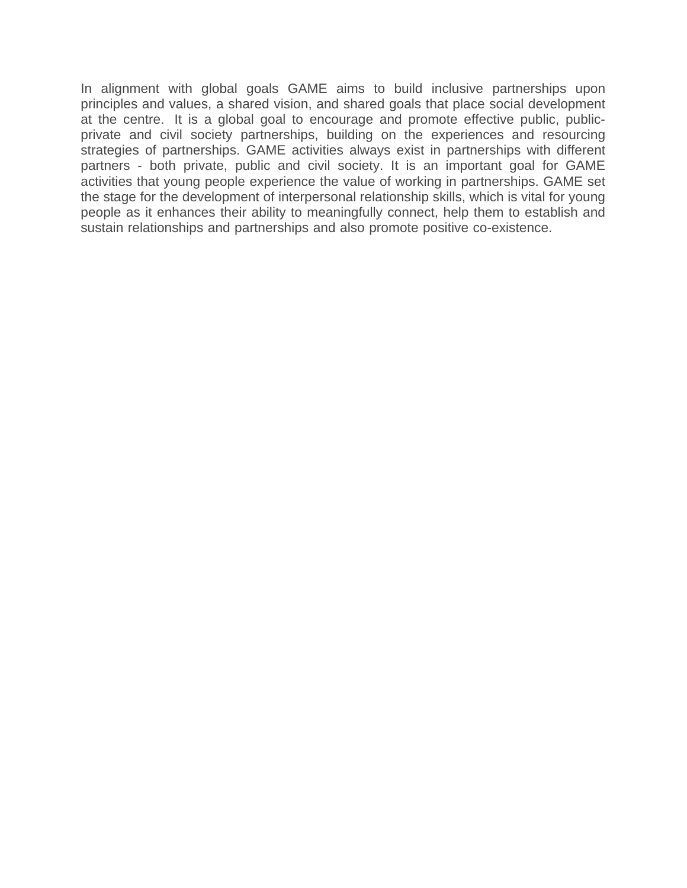In alignment with global goals GAME aims to build inclusive partnerships upon principles and values, a shared vision, and shared goals that place social development at the centre. It is a global goal to encourage and promote effective public, public-private and civil society partnerships, building on the experiences and resourcing strategies of partnerships. GAME activities always exist in partnerships with different partners - both private, public and civil society. It is an important goal for GAME activities that young people experience the value of working in partnerships. GAME set the stage for the development of interpersonal relationship skills, which is vital for young people as it enhances their ability to meaningfully connect, help them to establish and sustain relationships and partnerships and also promote positive co-existence.